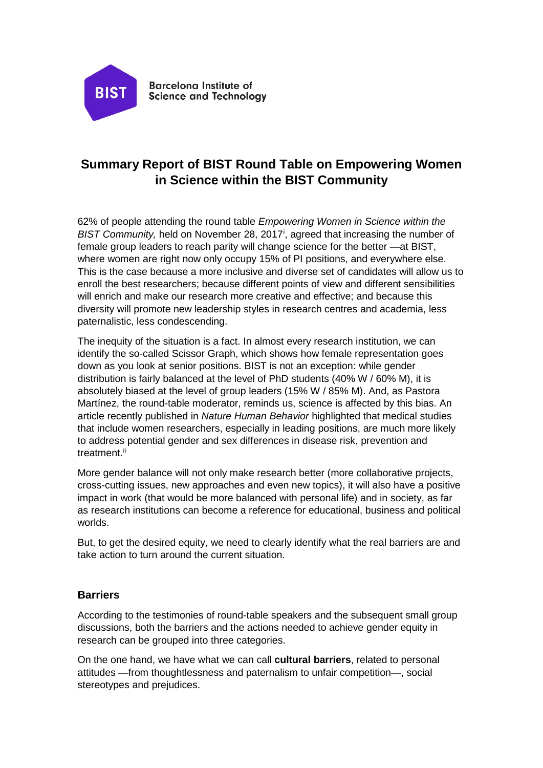Barcelona Institute of Science and Technology

# Summary Report of BIST Round Table on Empowering Women in Science within the BIST Community

62% of people attending the round table *Empowering Women in Science within the BIST Community,* held on November 28, 2017[i], agreed that increasing the number of female group leaders to reach parity will change science for the better —at BIST, where women are right now only occupy 15% of PI positions, and everywhere else. This is the case because a more inclusive and diverse set of candidates will allow us to enroll the best researchers; because different points of view and different sensibilities will enrich and make our research more creative and effective; and because this diversity will promote new leadership styles in research centres and academia, less paternalistic, less condescending.

The inequity of the situation is a fact. In almost every research institution, we can identify the so-called Scissor Graph, which shows how female representation goes down as you look at senior positions. BIST is not an exception: while gender distribution is fairly balanced at the level of PhD students (40% W / 60% M), it is absolutely biased at the level of group leaders (15% W / 85% M). And, as Pastora Martínez, the round-table moderator, reminds us, science is affected by this bias. An article recently published in *Nature Human Behavior* highlighted that medical studies that include women researchers, especially in leading positions, are much more likely to address potential gender and sex differences in disease risk, prevention and treatment.[ii]

More gender balance will not only make research better (more collaborative projects, cross-cutting issues, new approaches and even new topics), it will also have a positive impact in work (that would be more balanced with personal life) and in society, as far as research institutions can become a reference for educational, business and political worlds.

But, to get the desired equity, we need to clearly identify what the real barriers are and take action to turn around the current situation.

## Barriers

According to the testimonies of round-table speakers and the subsequent small group discussions, both the barriers and the actions needed to achieve gender equity in research can be grouped into three categories.

On the one hand, we have what we can call **cultural barriers**, related to personal attitudes —from thoughtlessness and paternalism to unfair competition—, social stereotypes and prejudices.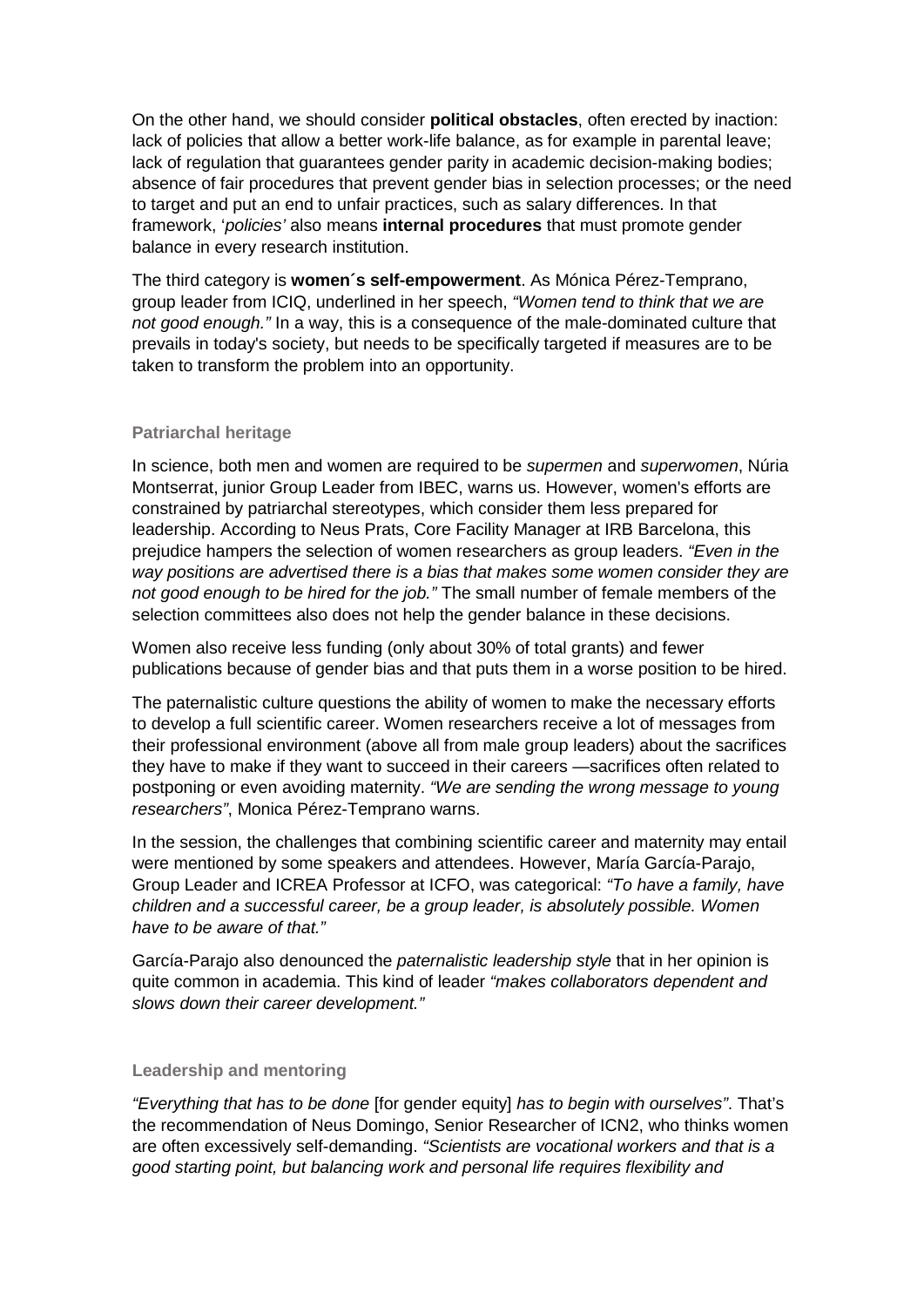On the other hand, we should consider **political obstacles**, often erected by inaction: lack of policies that allow a better work-life balance, as for example in parental leave; lack of regulation that guarantees gender parity in academic decision-making bodies; absence of fair procedures that prevent gender bias in selection processes; or the need to target and put an end to unfair practices, such as salary differences. In that framework, '*policies'* also means **internal procedures** that must promote gender balance in every research institution.

The third category is **women´s self-empowerment**. As Mónica Pérez-Temprano, group leader from ICIQ, underlined in her speech, *"Women tend to think that we are not good enough."* In a way, this is a consequence of the male-dominated culture that prevails in today's society, but needs to be specifically targeted if measures are to be taken to transform the problem into an opportunity.

### Patriarchal heritage

In science, both men and women are required to be *supermen* and *superwomen*, Núria Montserrat, junior Group Leader from IBEC, warns us. However, women's efforts are constrained by patriarchal stereotypes, which consider them less prepared for leadership. According to Neus Prats, Core Facility Manager at IRB Barcelona, this prejudice hampers the selection of women researchers as group leaders. *"Even in the way positions are advertised there is a bias that makes some women consider they are not good enough to be hired for the job."* The small number of female members of the selection committees also does not help the gender balance in these decisions.

Women also receive less funding (only about 30% of total grants) and fewer publications because of gender bias and that puts them in a worse position to be hired.

The paternalistic culture questions the ability of women to make the necessary efforts to develop a full scientific career. Women researchers receive a lot of messages from their professional environment (above all from male group leaders) about the sacrifices they have to make if they want to succeed in their careers —sacrifices often related to postponing or even avoiding maternity. *"We are sending the wrong message to young researchers"*, Monica Pérez-Temprano warns.

In the session, the challenges that combining scientific career and maternity may entail were mentioned by some speakers and attendees. However, María García-Parajo, Group Leader and ICREA Professor at ICFO, was categorical: *"To have a family, have children and a successful career, be a group leader, is absolutely possible. Women have to be aware of that."*

García-Parajo also denounced the *paternalistic leadership style* that in her opinion is quite common in academia. This kind of leader *"makes collaborators dependent and slows down their career development."*

### Leadership and mentoring

*"Everything that has to be done* [for gender equity] *has to begin with ourselves"*. That's the recommendation of Neus Domingo, Senior Researcher of ICN2, who thinks women are often excessively self-demanding. *"Scientists are vocational workers and that is a good starting point, but balancing work and personal life requires flexibility and*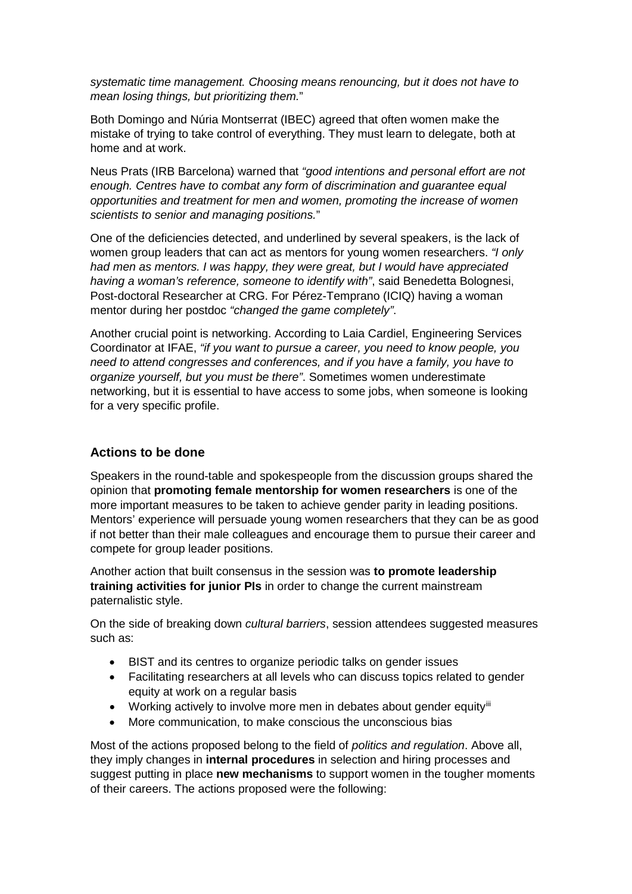*systematic time management. Choosing means renouncing, but it does not have to mean losing things, but prioritizing them.*"

Both Domingo and Núria Montserrat (IBEC) agreed that often women make the mistake of trying to take control of everything. They must learn to delegate, both at home and at work.

Neus Prats (IRB Barcelona) warned that *"good intentions and personal effort are not enough. Centres have to combat any form of discrimination and guarantee equal opportunities and treatment for men and women, promoting the increase of women scientists to senior and managing positions.*"

One of the deficiencies detected, and underlined by several speakers, is the lack of women group leaders that can act as mentors for young women researchers. *"I only had men as mentors. I was happy, they were great, but I would have appreciated having a woman's reference, someone to identify with"*, said Benedetta Bolognesi, Post-doctoral Researcher at CRG. For Pérez-Temprano (ICIQ) having a woman mentor during her postdoc *"changed the game completely"*.

Another crucial point is networking. According to Laia Cardiel, Engineering Services Coordinator at IFAE, *"if you want to pursue a career, you need to know people, you need to attend congresses and conferences, and if you have a family, you have to organize yourself, but you must be there"*. Sometimes women underestimate networking, but it is essential to have access to some jobs, when someone is looking for a very specific profile.

## Actions to be done

Speakers in the round-table and spokespeople from the discussion groups shared the opinion that **promoting female mentorship for women researchers** is one of the more important measures to be taken to achieve gender parity in leading positions. Mentors' experience will persuade young women researchers that they can be as good if not better than their male colleagues and encourage them to pursue their career and compete for group leader positions.

Another action that built consensus in the session was **to promote leadership training activities for junior PIs** in order to change the current mainstream paternalistic style.

On the side of breaking down *cultural barriers*, session attendees suggested measures such as:

- BIST and its centres to organize periodic talks on gender issues
- Facilitating researchers at all levels who can discuss topics related to gender equity at work on a regular basis
- Working actively to involve more men in debates about gender equity[iii]
- More communication, to make conscious the unconscious bias

Most of the actions proposed belong to the field of *politics and regulation*. Above all, they imply changes in **internal procedures** in selection and hiring processes and suggest putting in place **new mechanisms** to support women in the tougher moments of their careers. The actions proposed were the following: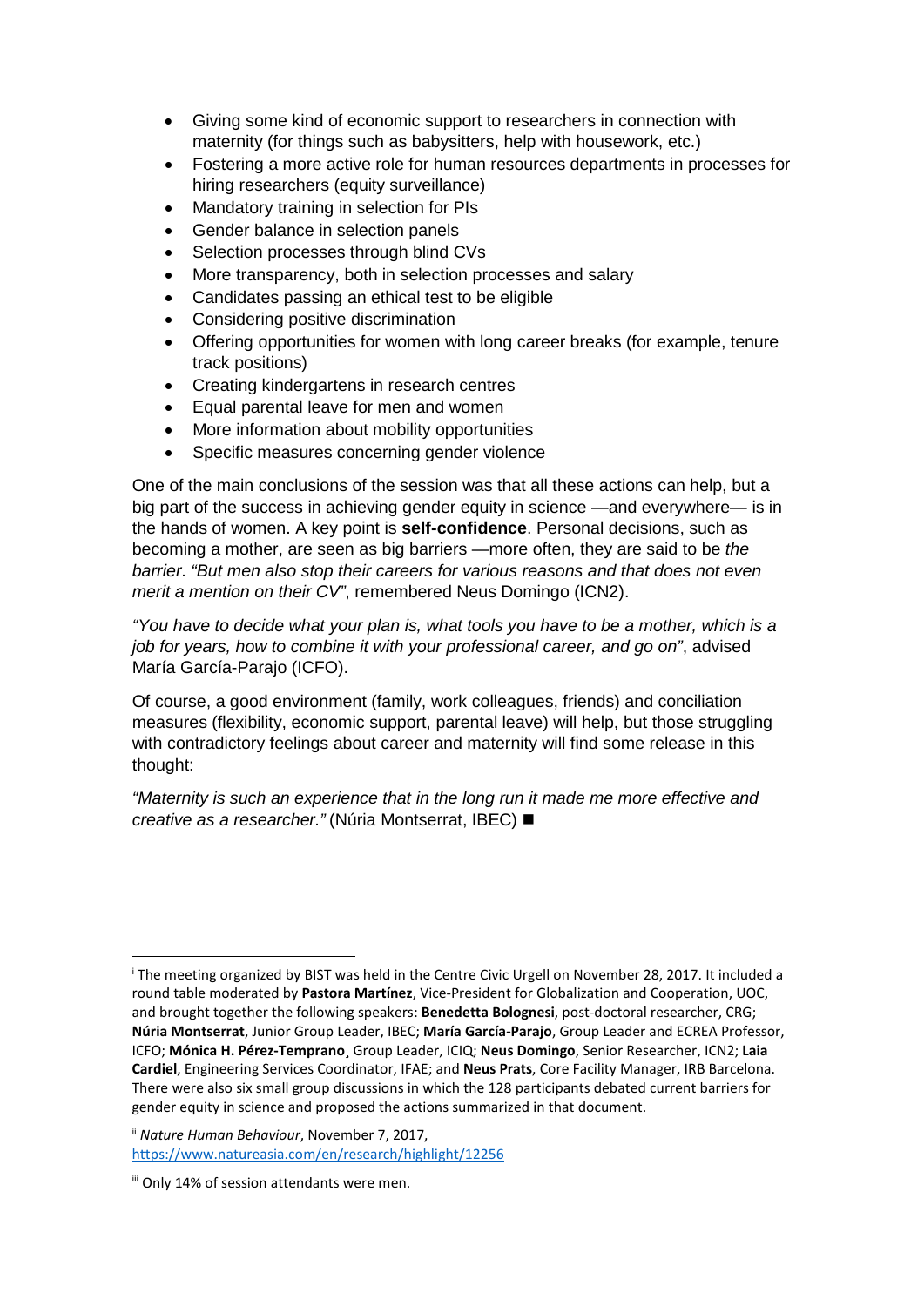- Giving some kind of economic support to researchers in connection with maternity (for things such as babysitters, help with housework, etc.)
- Fostering a more active role for human resources departments in processes for hiring researchers (equity surveillance)
- Mandatory training in selection for PIs
- Gender balance in selection panels
- Selection processes through blind CVs
- More transparency, both in selection processes and salary
- Candidates passing an ethical test to be eligible
- Considering positive discrimination
- Offering opportunities for women with long career breaks (for example, tenure track positions)
- Creating kindergartens in research centres
- Equal parental leave for men and women
- More information about mobility opportunities
- Specific measures concerning gender violence

One of the main conclusions of the session was that all these actions can help, but a big part of the success in achieving gender equity in science —and everywhere— is in the hands of women. A key point is **self-confidence**. Personal decisions, such as becoming a mother, are seen as big barriers —more often, they are said to be *the barrier*. *"But men also stop their careers for various reasons and that does not even merit a mention on their CV"*, remembered Neus Domingo (ICN2).

*"You have to decide what your plan is, what tools you have to be a mother, which is a job for years, how to combine it with your professional career, and go on"*, advised María García-Parajo (ICFO).

Of course, a good environment (family, work colleagues, friends) and conciliation measures (flexibility, economic support, parental leave) will help, but those struggling with contradictory feelings about career and maternity will find some release in this thought:

*"Maternity is such an experience that in the long run it made me more effective and creative as a researcher."* (Núria Montserrat, IBEC) ■

---

[i] The meeting organized by BIST was held in the Centre Civic Urgell on November 28, 2017. It included a round table moderated by **Pastora Martínez**, Vice-President for Globalization and Cooperation, UOC, and brought together the following speakers: **Benedetta Bolognesi**, post-doctoral researcher, CRG; **Núria Montserrat**, Junior Group Leader, IBEC; **María García-Parajo**, Group Leader and ECREA Professor, ICFO; **Mónica H. Pérez-Temprano**¸ Group Leader, ICIQ; **Neus Domingo**, Senior Researcher, ICN2; **Laia Cardiel**, Engineering Services Coordinator, IFAE; and **Neus Prats**, Core Facility Manager, IRB Barcelona. There were also six small group discussions in which the 128 participants debated current barriers for gender equity in science and proposed the actions summarized in that document.

[ii] *Nature Human Behaviour*, November 7, 2017, https://www.natureasia.com/en/research/highlight/12256

[iii] Only 14% of session attendants were men.